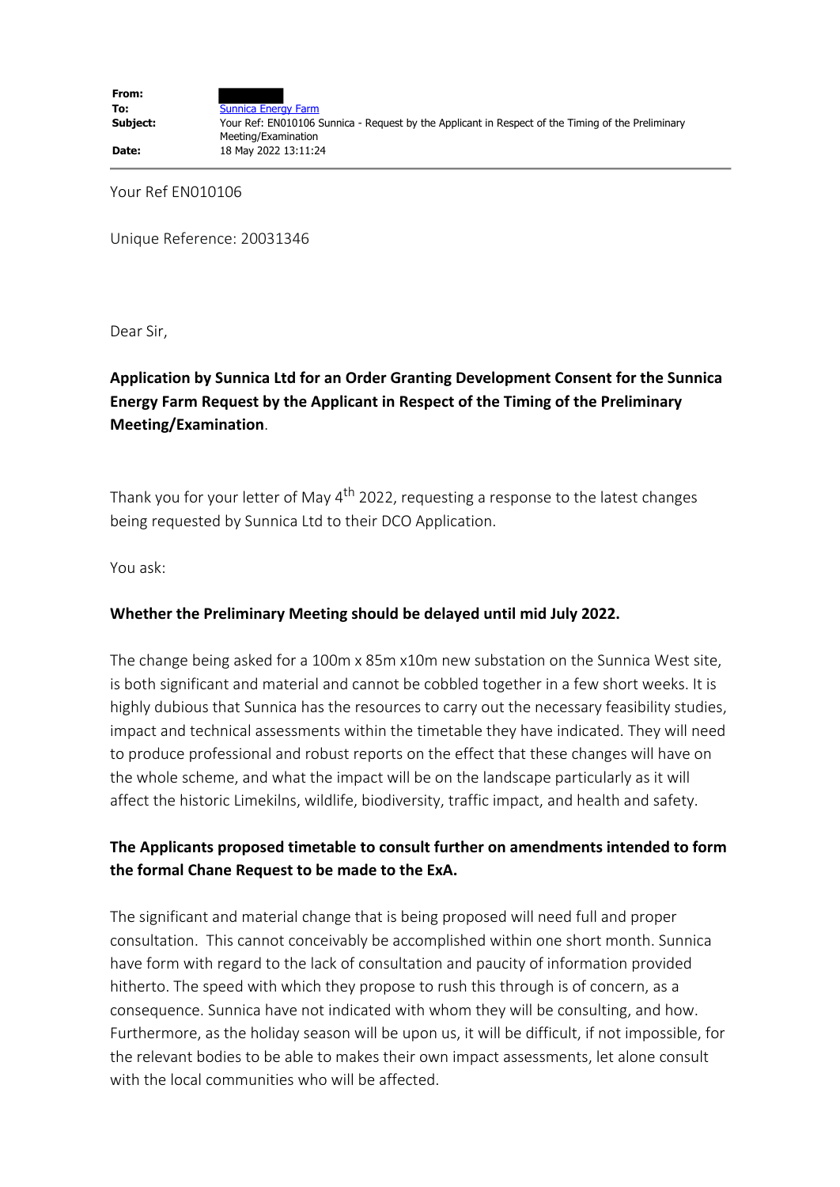| | |
|---|---|
| **From:** | |
| **To:** | Sunnica Energy Farm |
| **Subject:** | Your Ref: EN010106 Sunnica - Request by the Applicant in Respect of the Timing of the Preliminary Meeting/Examination |
| **Date:** | 18 May 2022 13:11:24 |

Your Ref EN010106

Unique Reference: 20031346

Dear Sir,

**Application by Sunnica Ltd for an Order Granting Development Consent for the Sunnica Energy Farm Request by the Applicant in Respect of the Timing of the Preliminary Meeting/Examination**.

Thank you for your letter of May 4th 2022, requesting a response to the latest changes being requested by Sunnica Ltd to their DCO Application.

You ask:

**Whether the Preliminary Meeting should be delayed until mid July 2022.**

The change being asked for a 100m x 85m x10m new substation on the Sunnica West site, is both significant and material and cannot be cobbled together in a few short weeks. It is highly dubious that Sunnica has the resources to carry out the necessary feasibility studies, impact and technical assessments within the timetable they have indicated. They will need to produce professional and robust reports on the effect that these changes will have on the whole scheme, and what the impact will be on the landscape particularly as it will affect the historic Limekilns, wildlife, biodiversity, traffic impact, and health and safety.

**The Applicants proposed timetable to consult further on amendments intended to form the formal Chane Request to be made to the ExA.**

The significant and material change that is being proposed will need full and proper consultation. This cannot conceivably be accomplished within one short month. Sunnica have form with regard to the lack of consultation and paucity of information provided hitherto. The speed with which they propose to rush this through is of concern, as a consequence. Sunnica have not indicated with whom they will be consulting, and how. Furthermore, as the holiday season will be upon us, it will be difficult, if not impossible, for the relevant bodies to be able to makes their own impact assessments, let alone consult with the local communities who will be affected.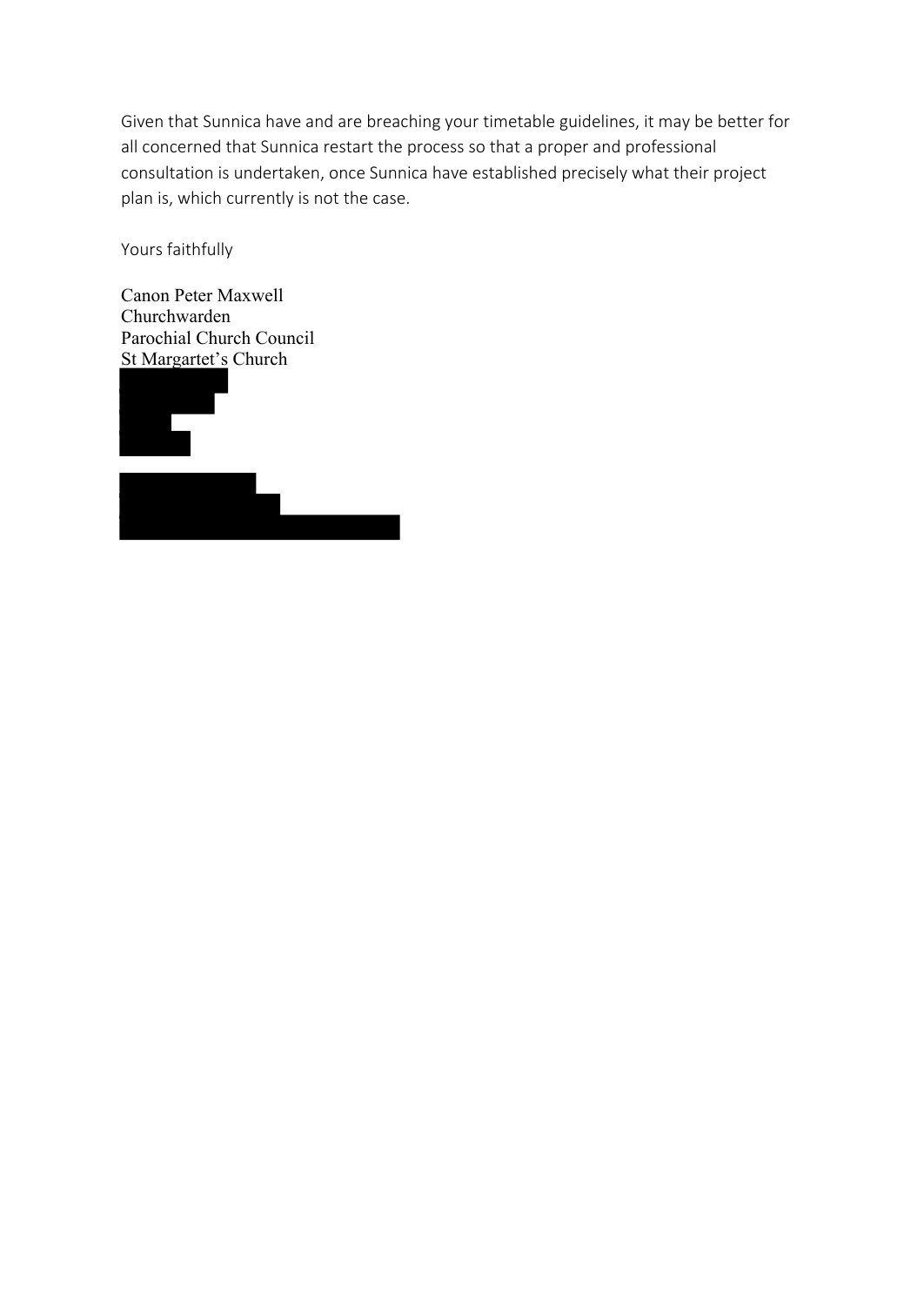Given that Sunnica have and are breaching your timetable guidelines, it may be better for all concerned that Sunnica restart the process so that a proper and professional consultation is undertaken, once Sunnica have established precisely what their project plan is, which currently is not the case.

Yours faithfully

Canon Peter Maxwell
Churchwarden
Parochial Church Council
St Margartet's Church